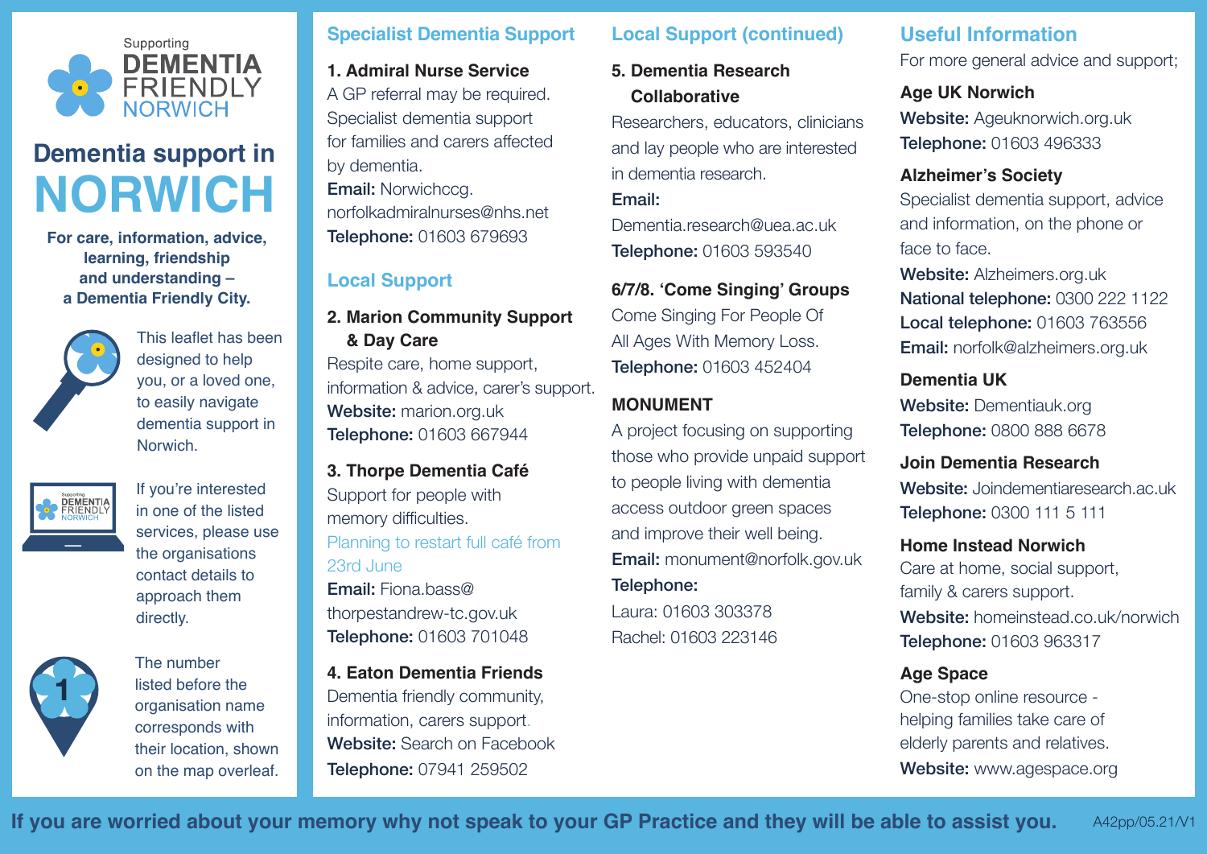Supporting
**DEMENTIA FRIENDLY NORWICH**

# Dementia support in NORWICH

**For care, information, advice, learning, friendship and understanding – a Dementia Friendly City.**

This leaflet has been designed to help you, or a loved one, to easily navigate dementia support in Norwich.

If you're interested in one of the listed services, please use the organisations contact details to approach them directly.

The number listed before the organisation name corresponds with their location, shown on the map overleaf.

## Specialist Dementia Support

### 1. Admiral Nurse Service

A GP referral may be required. Specialist dementia support for families and carers affected by dementia.
**Email:** Norwichccg.norfolkadmiralnurses@nhs.net
**Telephone:** 01603 679693

## Local Support

### 2. Marion Community Support & Day Care

Respite care, home support, information & advice, carer's support.
**Website:** marion.org.uk
**Telephone:** 01603 667944

### 3. Thorpe Dementia Café

Support for people with memory difficulties.
Planning to restart full café from 23rd June
**Email:** Fiona.bass@thorpestandrew-tc.gov.uk
**Telephone:** 01603 701048

### 4. Eaton Dementia Friends

Dementia friendly community, information, carers support.
**Website:** Search on Facebook
**Telephone:** 07941 259502

## Local Support (continued)

### 5. Dementia Research Collaborative

Researchers, educators, clinicians and lay people who are interested in dementia research.
**Email:** Dementia.research@uea.ac.uk
**Telephone:** 01603 593540

### 6/7/8. 'Come Singing' Groups

Come Singing For People Of All Ages With Memory Loss.
**Telephone:** 01603 452404

### MONUMENT

A project focusing on supporting those who provide unpaid support to people living with dementia access outdoor green spaces and improve their well being.
**Email:** monument@norfolk.gov.uk
**Telephone:**
Laura: 01603 303378
Rachel: 01603 223146

## Useful Information

For more general advice and support;

### Age UK Norwich

**Website:** Ageuknorwich.org.uk
**Telephone:** 01603 496333

### Alzheimer's Society

Specialist dementia support, advice and information, on the phone or face to face.
**Website:** Alzheimers.org.uk
**National telephone:** 0300 222 1122
**Local telephone:** 01603 763556
**Email:** norfolk@alzheimers.org.uk

### Dementia UK

**Website:** Dementiauk.org
**Telephone:** 0800 888 6678

### Join Dementia Research

**Website:** Joindementiaresearch.ac.uk
**Telephone:** 0300 111 5 111

### Home Instead Norwich

Care at home, social support, family & carers support.
**Website:** homeinstead.co.uk/norwich
**Telephone:** 01603 963317

### Age Space

One-stop online resource - helping families take care of elderly parents and relatives.
**Website:** www.agespace.org

**If you are worried about your memory why not speak to your GP Practice and they will be able to assist you.**

A42pp/05.21/V1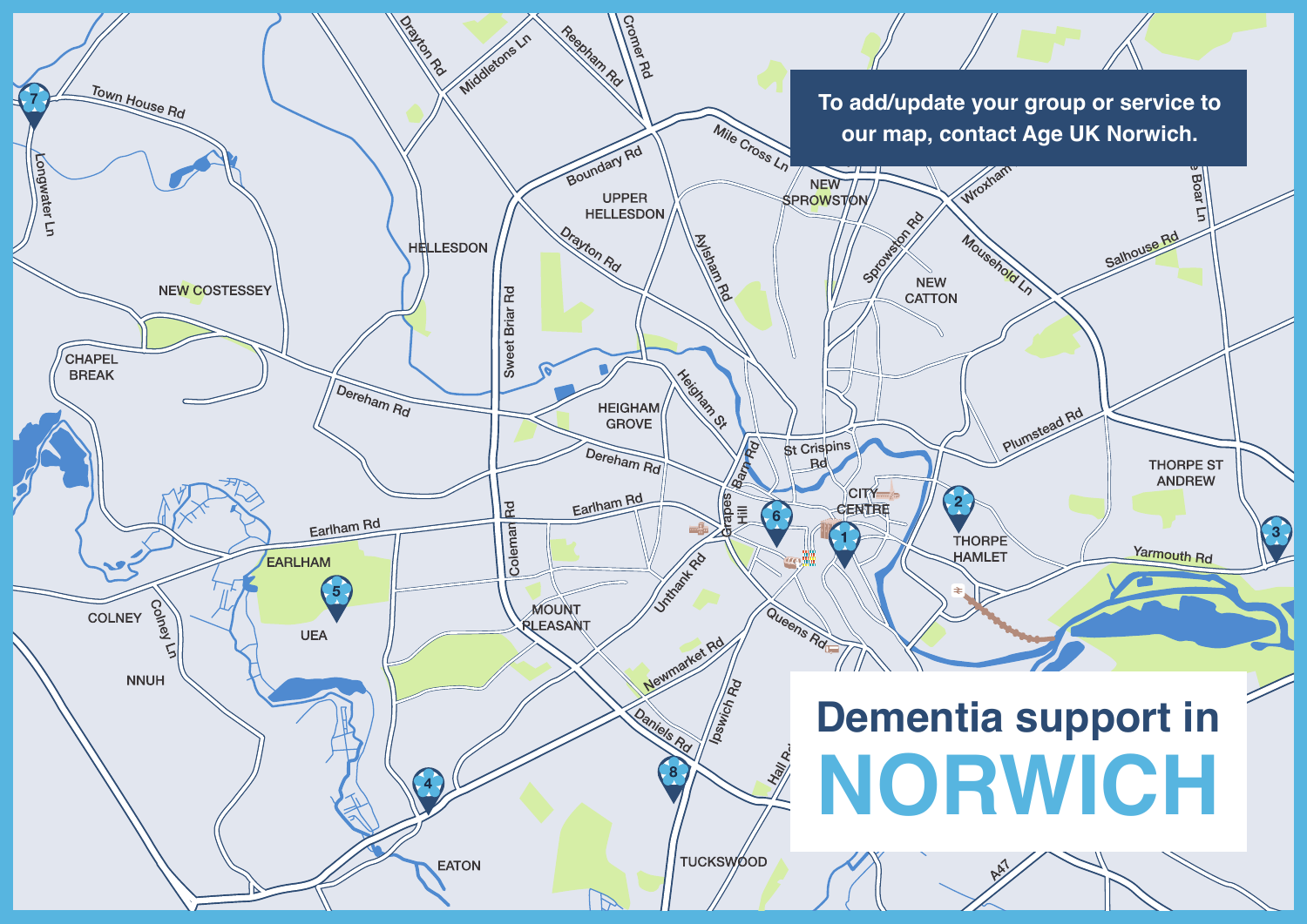# Dementia support in NORWICH

To add/update your group or service to our map, contact Age UK Norwich.

Town House Rd
Longwater Ln
Drayton Rd
Middletons Ln
Reepham Rd
Cromer Rd
Boundary Rd
Mile Cross Ln
UPPER HELLESDON
NEW SPROWSTON
Wroxham
Boar Ln
HELLESDON
Drayton Rd
Aylsham Rd
Sprowston Rd
Mousehold Ln
NEW CATTON
Salhouse Rd
NEW COSTESSEY
Sweet Briar Rd
CHAPEL BREAK
Dereham Rd
HEIGHAM GROVE
Heigham St
Barn Rd
St Crispins Rd
Plumstead Rd
Dereham Rd
THORPE ST ANDREW
CITY CENTRE
Earlham Rd
Coleman Rd
Grapes Hill
Earlham Rd
THORPE HAMLET
Yarmouth Rd
EARLHAM
Unthank Rd
COLNEY
Colney Ln
UEA
MOUNT PLEASANT
Queens Rd
NNUH
Newmarket Rd
Ipswich Rd
Daniels Rd
Hall Rd
EATON
TUCKSWOOD
A47

1
2
3
4
5
6
7
8